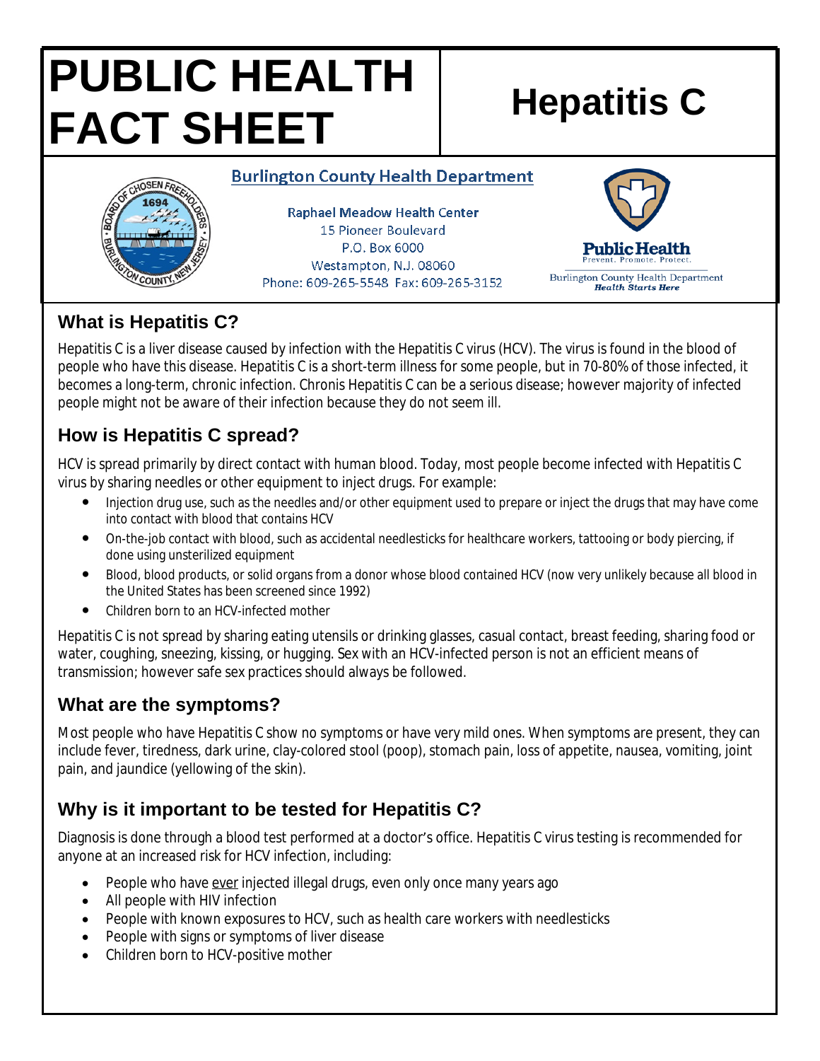# PUBLIC HEALTH FACT SHEET

# Hepatitis C

**Burlington County Health Department**

Raphael Meadow Health Center
15 Pioneer Boulevard
P.O. Box 6000
Westampton, N.J. 08060
Phone: 609-265-5548 Fax: 609-265-3152

Public Health
Prevent. Promote. Protect.
Burlington County Health Department
*Health Starts Here*

## What is Hepatitis C?

Hepatitis C is a liver disease caused by infection with the Hepatitis C virus (HCV). The virus is found in the blood of people who have this disease. Hepatitis C is a short-term illness for some people, but in 70-80% of those infected, it becomes a long-term, chronic infection. Chronis Hepatitis C can be a serious disease; however majority of infected people might not be aware of their infection because they do not seem ill.

## How is Hepatitis C spread?

HCV is spread primarily by direct contact with human blood. Today, most people become infected with Hepatitis C virus by sharing needles or other equipment to inject drugs. For example:

- Injection drug use, such as the needles and/or other equipment used to prepare or inject the drugs that may have come into contact with blood that contains HCV
- On-the-job contact with blood, such as accidental needlesticks for healthcare workers, tattooing or body piercing, if done using unsterilized equipment
- Blood, blood products, or solid organs from a donor whose blood contained HCV (now very unlikely because all blood in the United States has been screened since 1992)
- Children born to an HCV-infected mother

Hepatitis C is not spread by sharing eating utensils or drinking glasses, casual contact, breast feeding, sharing food or water, coughing, sneezing, kissing, or hugging. Sex with an HCV-infected person is not an efficient means of transmission; however safe sex practices should always be followed.

## What are the symptoms?

Most people who have Hepatitis C show no symptoms or have very mild ones. When symptoms are present, they can include fever, tiredness, dark urine, clay-colored stool (poop), stomach pain, loss of appetite, nausea, vomiting, joint pain, and jaundice (yellowing of the skin).

## Why is it important to be tested for Hepatitis C?

Diagnosis is done through a blood test performed at a doctor's office. Hepatitis C virus testing is recommended for anyone at an increased risk for HCV infection, including:

- People who have ever injected illegal drugs, even only once many years ago
- All people with HIV infection
- People with known exposures to HCV, such as health care workers with needlesticks
- People with signs or symptoms of liver disease
- Children born to HCV-positive mother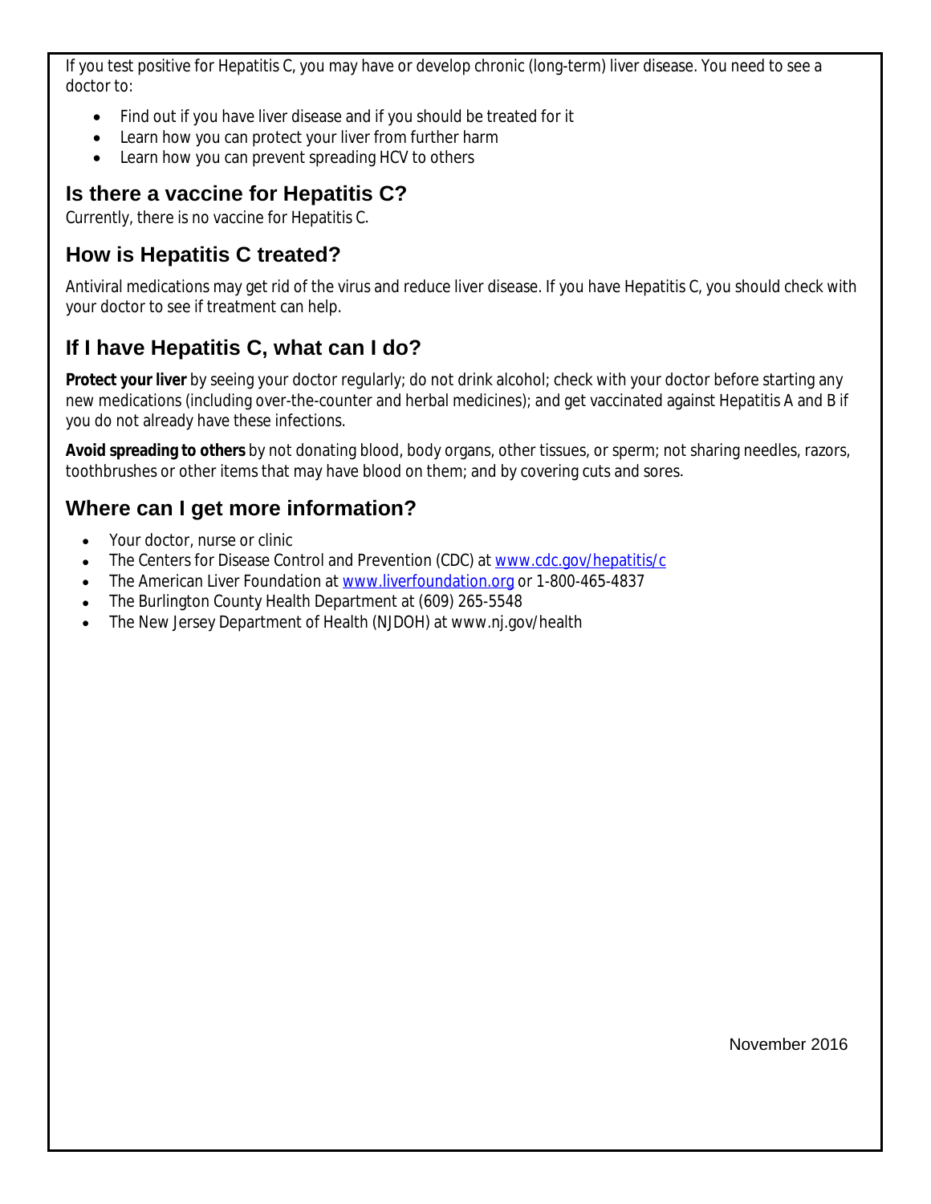If you test positive for Hepatitis C, you may have or develop chronic (long-term) liver disease. You need to see a doctor to:

- Find out if you have liver disease and if you should be treated for it
- Learn how you can protect your liver from further harm
- Learn how you can prevent spreading HCV to others

## Is there a vaccine for Hepatitis C?

Currently, there is no vaccine for Hepatitis C.

## How is Hepatitis C treated?

Antiviral medications may get rid of the virus and reduce liver disease. If you have Hepatitis C, you should check with your doctor to see if treatment can help.

## If I have Hepatitis C, what can I do?

**Protect your liver** by seeing your doctor regularly; do not drink alcohol; check with your doctor before starting any new medications (including over-the-counter and herbal medicines); and get vaccinated against Hepatitis A and B if you do not already have these infections.

**Avoid spreading to others** by not donating blood, body organs, other tissues, or sperm; not sharing needles, razors, toothbrushes or other items that may have blood on them; and by covering cuts and sores.

## Where can I get more information?

- Your doctor, nurse or clinic
- The Centers for Disease Control and Prevention (CDC) at www.cdc.gov/hepatitis/c
- The American Liver Foundation at www.liverfoundation.org or 1-800-465-4837
- The Burlington County Health Department at (609) 265-5548
- The New Jersey Department of Health (NJDOH) at www.nj.gov/health

November 2016